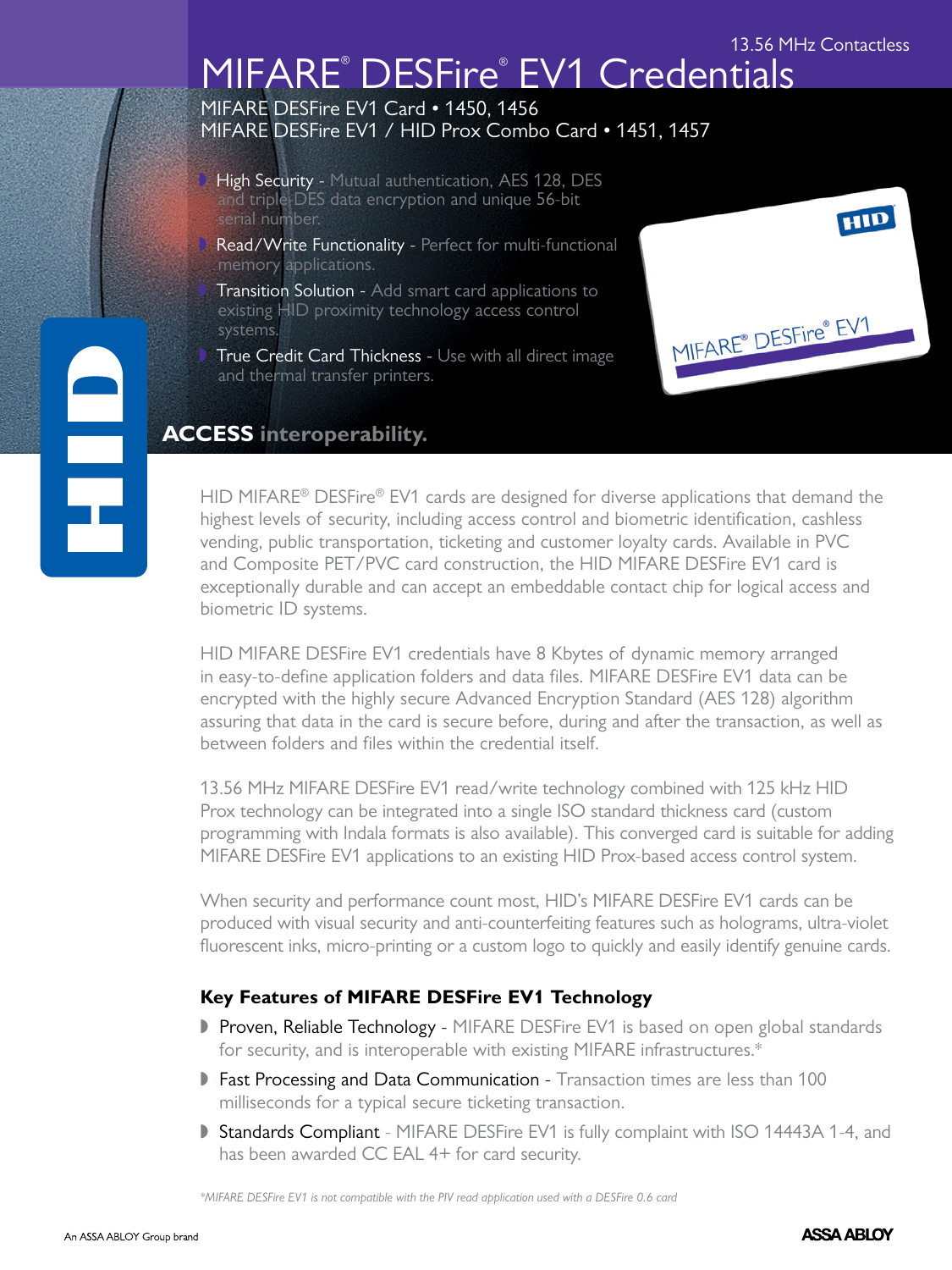13.56 MHz Contactless

# MIFARE® DESFire® EV1 Credentials

MIFARE DESFire EV1 Card • 1450, 1456
MIFARE DESFire EV1 / HID Prox Combo Card • 1451, 1457

- High Security - Mutual authentication, AES 128, DES and triple-DES data encryption and unique 56-bit serial number.
- Read/Write Functionality - Perfect for multi-functional memory applications.
- Transition Solution - Add smart card applications to existing HID proximity technology access control systems.
- True Credit Card Thickness - Use with all direct image and thermal transfer printers.

**ACCESS interoperability.**

HID MIFARE® DESFire® EV1 cards are designed for diverse applications that demand the highest levels of security, including access control and biometric identification, cashless vending, public transportation, ticketing and customer loyalty cards. Available in PVC and Composite PET/PVC card construction, the HID MIFARE DESFire EV1 card is exceptionally durable and can accept an embeddable contact chip for logical access and biometric ID systems.

HID MIFARE DESFire EV1 credentials have 8 Kbytes of dynamic memory arranged in easy-to-define application folders and data files. MIFARE DESFire EV1 data can be encrypted with the highly secure Advanced Encryption Standard (AES 128) algorithm assuring that data in the card is secure before, during and after the transaction, as well as between folders and files within the credential itself.

13.56 MHz MIFARE DESFire EV1 read/write technology combined with 125 kHz HID Prox technology can be integrated into a single ISO standard thickness card (custom programming with Indala formats is also available). This converged card is suitable for adding MIFARE DESFire EV1 applications to an existing HID Prox-based access control system.

When security and performance count most, HID's MIFARE DESFire EV1 cards can be produced with visual security and anti-counterfeiting features such as holograms, ultra-violet fluorescent inks, micro-printing or a custom logo to quickly and easily identify genuine cards.

### Key Features of MIFARE DESFire EV1 Technology

- Proven, Reliable Technology - MIFARE DESFire EV1 is based on open global standards for security, and is interoperable with existing MIFARE infrastructures.*
- Fast Processing and Data Communication - Transaction times are less than 100 milliseconds for a typical secure ticketing transaction.
- Standards Compliant - MIFARE DESFire EV1 is fully complaint with ISO 14443A 1-4, and has been awarded CC EAL 4+ for card security.

*\*MIFARE DESFire EV1 is not compatible with the PIV read application used with a DESFire 0.6 card*

An ASSA ABLOY Group brand

ASSA ABLOY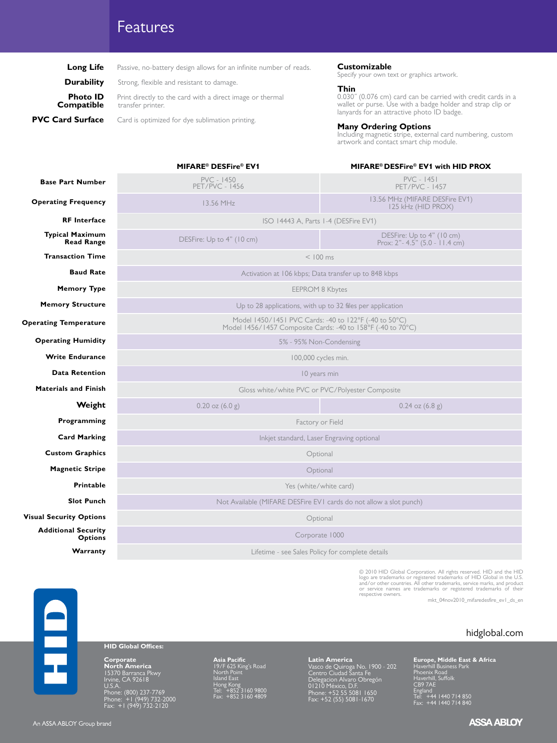## Features

**Long Life** Passive, no-battery design allows for an infinite number of reads.

**Durability** Strong, flexible and resistant to damage.

**Photo ID Compatible** Print directly to the card with a direct image or thermal transfer printer.

**PVC Card Surface** Card is optimized for dye sublimation printing.

**Customizable**
Specify your own text or graphics artwork.

**Thin**
0.030″ (0.076 cm) card can be carried with credit cards in a wallet or purse. Use with a badge holder and strap clip or lanyards for an attractive photo ID badge.

**Many Ordering Options**
Including magnetic stripe, external card numbering, custom artwork and contact smart chip module.

| | MIFARE® DESFire® EV1 | MIFARE® DESFire® EV1 with HID PROX |
|---|---|---|
| **Base Part Number** | PVC - 1450<br>PET/PVC - 1456 | PVC - 1451<br>PET/PVC - 1457 |
| **Operating Frequency** | 13.56 MHz | 13.56 MHz (MIFARE DESFire EV1)<br>125 kHz (HID PROX) |
| **RF Interface** | ISO 14443 A, Parts 1-4 (DESFire EV1) | |
| **Typical Maximum Read Range** | DESFire: Up to 4" (10 cm) | DESFire: Up to 4" (10 cm)<br>Prox: 2"- 4.5" (5.0 - 11.4 cm) |
| **Transaction Time** | < 100 ms | |
| **Baud Rate** | Activation at 106 kbps; Data transfer up to 848 kbps | |
| **Memory Type** | EEPROM 8 Kbytes | |
| **Memory Structure** | Up to 28 applications, with up to 32 files per application | |
| **Operating Temperature** | Model 1450/1451 PVC Cards: -40 to 122°F (-40 to 50°C)<br>Model 1456/1457 Composite Cards: -40 to 158°F (-40 to 70°C) | |
| **Operating Humidity** | 5% - 95% Non-Condensing | |
| **Write Endurance** | 100,000 cycles min. | |
| **Data Retention** | 10 years min | |
| **Materials and Finish** | Gloss white/white PVC or PVC/Polyester Composite | |
| **Weight** | 0.20 oz (6.0 g) | 0.24 oz (6.8 g) |
| **Programming** | Factory or Field | |
| **Card Marking** | Inkjet standard, Laser Engraving optional | |
| **Custom Graphics** | Optional | |
| **Magnetic Stripe** | Optional | |
| **Printable** | Yes (white/white card) | |
| **Slot Punch** | Not Available (MIFARE DESFire EV1 cards do not allow a slot punch) | |
| **Visual Security Options** | Optional | |
| **Additional Security Options** | Corporate 1000 | |
| **Warranty** | Lifetime - see Sales Policy for complete details | |

© 2010 HID Global Corporation. All rights reserved. HID and the HID logo are trademarks or registered trademarks of HID Global in the U.S. and/or other countries. All other trademarks, service marks, and product or service names are trademarks or registered trademarks of their respective owners.

mkt_04nov2010_mifaredesfire_ev1_ds_en

hidglobal.com

**HID Global Offices:**

**Corporate**
**North America**
15370 Barranca Pkwy
Irvine, CA 92618
U.S.A.
Phone: (800) 237-7769
Phone: +1 (949) 732-2000
Fax: +1 (949) 732-2120

**Asia Pacific**
19/F 625 King's Road
North Point
Island East
Hong Kong
Tel: +852 3160 9800
Fax: +852 3160 4809

**Latin America**
Vasco de Quiroga No. 1900 - 202
Centro Ciudad Santa Fe
Delegacion Alvaro Obregón
01210 México, D.F.
Phone: +52 55 5081 1650
Fax: +52 (55) 5081-1670

**Europe, Middle East & Africa**
Haverhill Business Park
Phoenix Road
Haverhill, Suffolk
CB9 7AE
England
Tel: +44 1440 714 850
Fax: +44 1440 714 840

An ASSA ABLOY Group brand

ASSA ABLOY